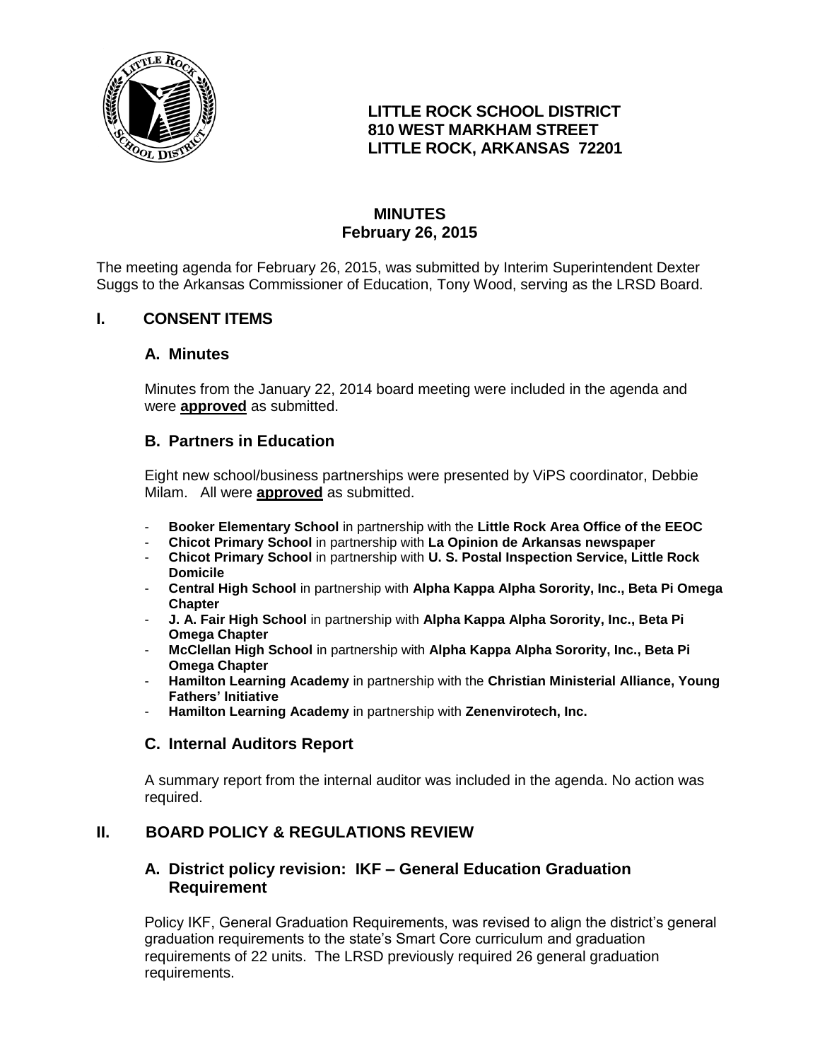**LITTLE ROCK SCHOOL DISTRICT**
**810 WEST MARKHAM STREET**
**LITTLE ROCK, ARKANSAS 72201**

# MINUTES
## February 26, 2015

The meeting agenda for February 26, 2015, was submitted by Interim Superintendent Dexter Suggs to the Arkansas Commissioner of Education, Tony Wood, serving as the LRSD Board.

## I. CONSENT ITEMS

### A. Minutes

Minutes from the January 22, 2014 board meeting were included in the agenda and were **approved** as submitted.

### B. Partners in Education

Eight new school/business partnerships were presented by ViPS coordinator, Debbie Milam. All were **approved** as submitted.

- **Booker Elementary School** in partnership with the **Little Rock Area Office of the EEOC**
- **Chicot Primary School** in partnership with **La Opinion de Arkansas newspaper**
- **Chicot Primary School** in partnership with **U. S. Postal Inspection Service, Little Rock Domicile**
- **Central High School** in partnership with **Alpha Kappa Alpha Sorority, Inc., Beta Pi Omega Chapter**
- **J. A. Fair High School** in partnership with **Alpha Kappa Alpha Sorority, Inc., Beta Pi Omega Chapter**
- **McClellan High School** in partnership with **Alpha Kappa Alpha Sorority, Inc., Beta Pi Omega Chapter**
- **Hamilton Learning Academy** in partnership with the **Christian Ministerial Alliance, Young Fathers' Initiative**
- **Hamilton Learning Academy** in partnership with **Zenenvirotech, Inc.**

### C. Internal Auditors Report

A summary report from the internal auditor was included in the agenda. No action was required.

## II. BOARD POLICY & REGULATIONS REVIEW

### A. District policy revision: IKF – General Education Graduation Requirement

Policy IKF, General Graduation Requirements, was revised to align the district's general graduation requirements to the state's Smart Core curriculum and graduation requirements of 22 units. The LRSD previously required 26 general graduation requirements.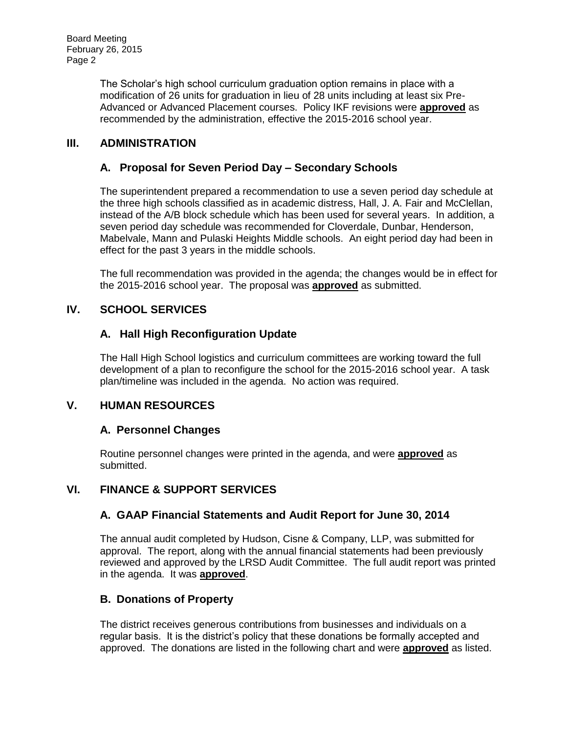The Scholar's high school curriculum graduation option remains in place with a modification of 26 units for graduation in lieu of 28 units including at least six Pre-Advanced or Advanced Placement courses. Policy IKF revisions were **approved** as recommended by the administration, effective the 2015-2016 school year.

## III. ADMINISTRATION

### A. Proposal for Seven Period Day – Secondary Schools

The superintendent prepared a recommendation to use a seven period day schedule at the three high schools classified as in academic distress, Hall, J. A. Fair and McClellan, instead of the A/B block schedule which has been used for several years. In addition, a seven period day schedule was recommended for Cloverdale, Dunbar, Henderson, Mabelvale, Mann and Pulaski Heights Middle schools. An eight period day had been in effect for the past 3 years in the middle schools.

The full recommendation was provided in the agenda; the changes would be in effect for the 2015-2016 school year. The proposal was **approved** as submitted.

## IV. SCHOOL SERVICES

### A. Hall High Reconfiguration Update

The Hall High School logistics and curriculum committees are working toward the full development of a plan to reconfigure the school for the 2015-2016 school year. A task plan/timeline was included in the agenda. No action was required.

## V. HUMAN RESOURCES

### A. Personnel Changes

Routine personnel changes were printed in the agenda, and were **approved** as submitted.

## VI. FINANCE & SUPPORT SERVICES

### A. GAAP Financial Statements and Audit Report for June 30, 2014

The annual audit completed by Hudson, Cisne & Company, LLP, was submitted for approval. The report, along with the annual financial statements had been previously reviewed and approved by the LRSD Audit Committee. The full audit report was printed in the agenda. It was **approved**.

### B. Donations of Property

The district receives generous contributions from businesses and individuals on a regular basis. It is the district's policy that these donations be formally accepted and approved. The donations are listed in the following chart and were **approved** as listed.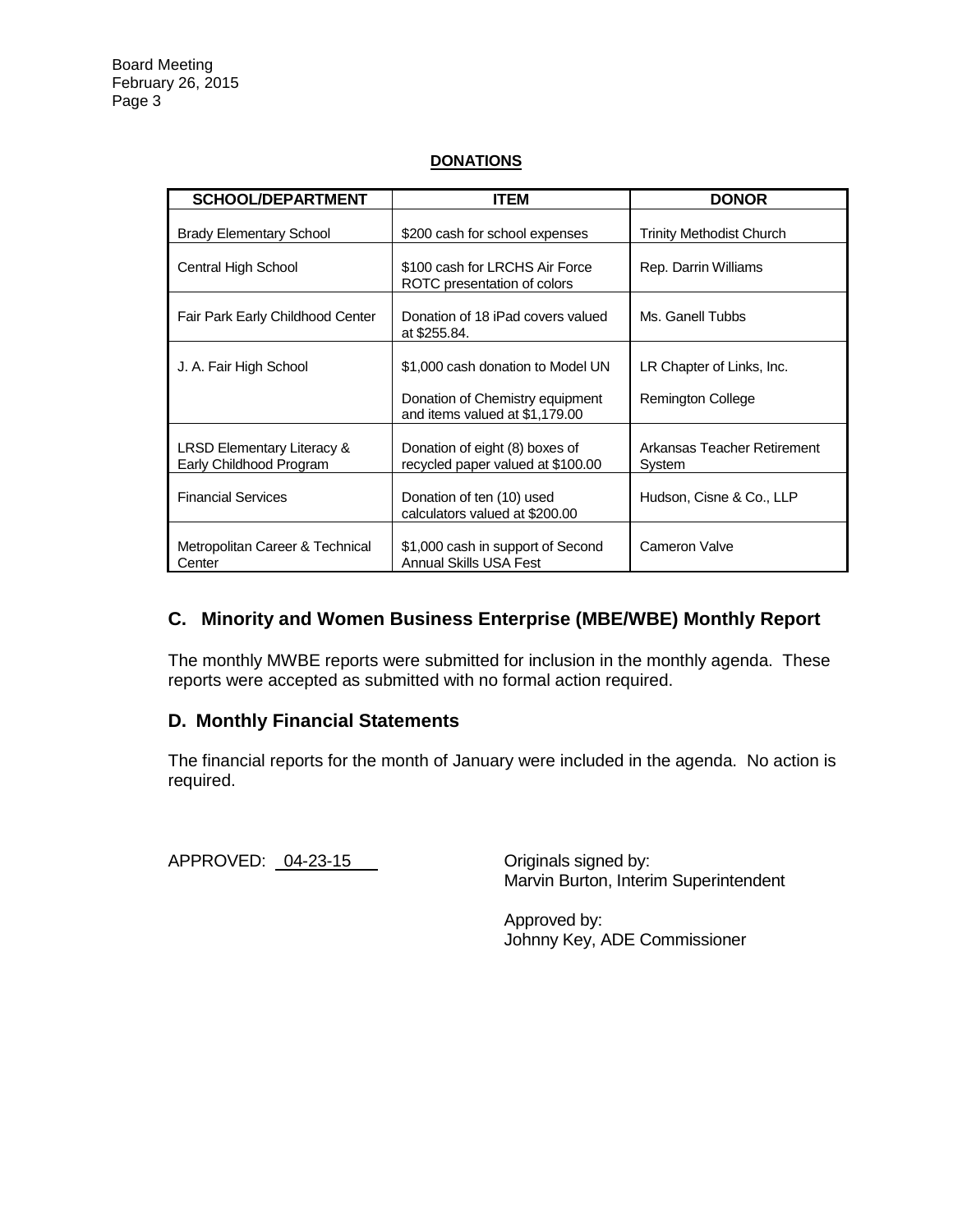**DONATIONS**

| SCHOOL/DEPARTMENT | ITEM | DONOR |
|---|---|---|
| Brady Elementary School | $200 cash for school expenses | Trinity Methodist Church |
| Central High School | $100 cash for LRCHS Air Force ROTC presentation of colors | Rep. Darrin Williams |
| Fair Park Early Childhood Center | Donation of 18 iPad covers valued at $255.84. | Ms. Ganell Tubbs |
| J. A. Fair High School | $1,000 cash donation to Model UN | LR Chapter of Links, Inc. |
| | Donation of Chemistry equipment and items valued at $1,179.00 | Remington College |
| LRSD Elementary Literacy & Early Childhood Program | Donation of eight (8) boxes of recycled paper valued at $100.00 | Arkansas Teacher Retirement System |
| Financial Services | Donation of ten (10) used calculators valued at $200.00 | Hudson, Cisne & Co., LLP |
| Metropolitan Career & Technical Center | $1,000 cash in support of Second Annual Skills USA Fest | Cameron Valve |

## C. Minority and Women Business Enterprise (MBE/WBE) Monthly Report

The monthly MWBE reports were submitted for inclusion in the monthly agenda. These reports were accepted as submitted with no formal action required.

## D. Monthly Financial Statements

The financial reports for the month of January were included in the agenda. No action is required.

APPROVED: 04-23-15

Originals signed by:
Marvin Burton, Interim Superintendent

Approved by:
Johnny Key, ADE Commissioner